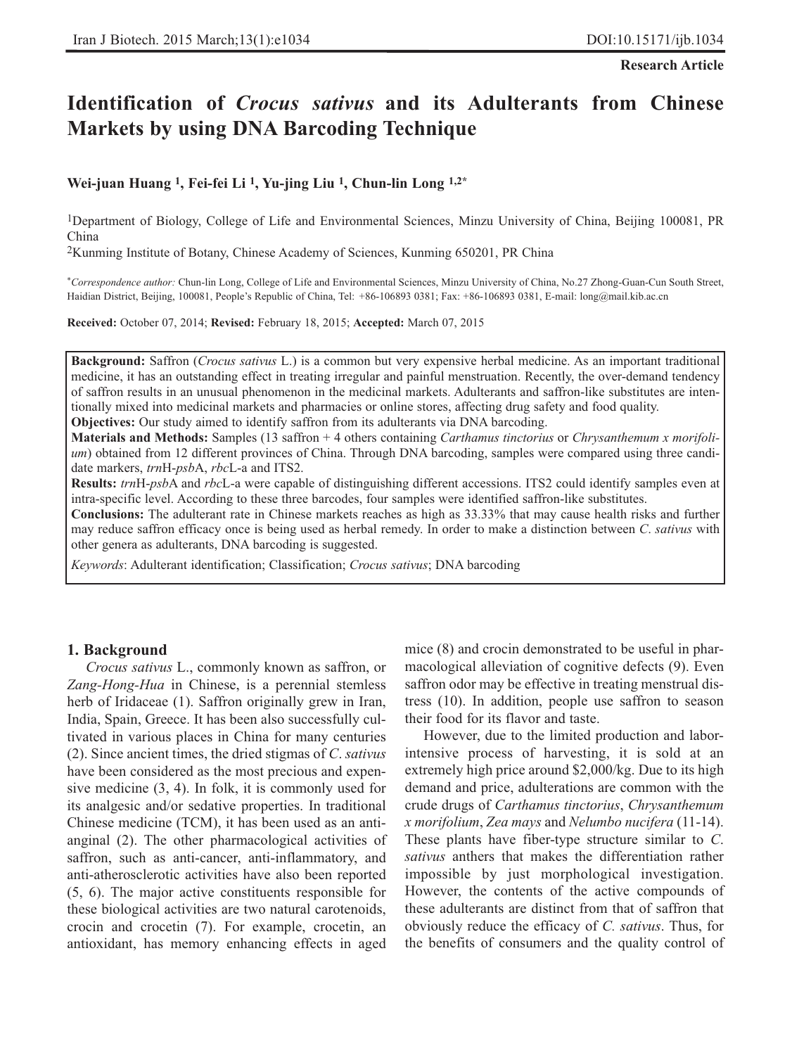**Research Article**

# Identification of *Crocus sativus* and its Adulterants from Chinese Markets by using DNA Barcoding Technique

**Wei-juan Huang [1], Fei-fei Li [1], Yu-jing Liu [1], Chun-lin Long [1,2*]**

[1]Department of Biology, College of Life and Environmental Sciences, Minzu University of China, Beijing 100081, PR China

[2]Kunming Institute of Botany, Chinese Academy of Sciences, Kunming 650201, PR China

*Correspondence author:* Chun-lin Long, College of Life and Environmental Sciences, Minzu University of China, No.27 Zhong-Guan-Cun South Street, Haidian District, Beijing, 100081, People's Republic of China, Tel: +86-106893 0381; Fax: +86-106893 0381, E-mail: long@mail.kib.ac.cn

**Received:** October 07, 2014; **Revised:** February 18, 2015; **Accepted:** March 07, 2015

**Background:** Saffron (*Crocus sativus* L.) is a common but very expensive herbal medicine. As an important traditional medicine, it has an outstanding effect in treating irregular and painful menstruation. Recently, the over-demand tendency of saffron results in an unusual phenomenon in the medicinal markets. Adulterants and saffron-like substitutes are intentionally mixed into medicinal markets and pharmacies or online stores, affecting drug safety and food quality.
**Objectives:** Our study aimed to identify saffron from its adulterants via DNA barcoding.
**Materials and Methods:** Samples (13 saffron + 4 others containing *Carthamus tinctorius* or *Chrysanthemum x morifolium*) obtained from 12 different provinces of China. Through DNA barcoding, samples were compared using three candidate markers, *trn*H-*psb*A, *rbc*L-a and ITS2.
**Results:** *trn*H-*psb*A and *rbc*L-a were capable of distinguishing different accessions. ITS2 could identify samples even at intra-specific level. According to these three barcodes, four samples were identified saffron-like substitutes.
**Conclusions:** The adulterant rate in Chinese markets reaches as high as 33.33% that may cause health risks and further may reduce saffron efficacy once is being used as herbal remedy. In order to make a distinction between *C. sativus* with other genera as adulterants, DNA barcoding is suggested.

*Keywords*: Adulterant identification; Classification; *Crocus sativus*; DNA barcoding

## 1. Background

*Crocus sativus* L., commonly known as saffron, or *Zang-Hong-Hua* in Chinese, is a perennial stemless herb of Iridaceae (1). Saffron originally grew in Iran, India, Spain, Greece. It has been also successfully cultivated in various places in China for many centuries (2). Since ancient times, the dried stigmas of *C. sativus* have been considered as the most precious and expensive medicine (3, 4). In folk, it is commonly used for its analgesic and/or sedative properties. In traditional Chinese medicine (TCM), it has been used as an anti-anginal (2). The other pharmacological activities of saffron, such as anti-cancer, anti-inflammatory, and anti-atherosclerotic activities have also been reported (5, 6). The major active constituents responsible for these biological activities are two natural carotenoids, crocin and crocetin (7). For example, crocetin, an antioxidant, has memory enhancing effects in aged mice (8) and crocin demonstrated to be useful in pharmacological alleviation of cognitive defects (9). Even saffron odor may be effective in treating menstrual distress (10). In addition, people use saffron to season their food for its flavor and taste.

However, due to the limited production and labor-intensive process of harvesting, it is sold at an extremely high price around $2,000/kg. Due to its high demand and price, adulterations are common with the crude drugs of *Carthamus tinctorius*, *Chrysanthemum x morifolium*, *Zea mays* and *Nelumbo nucifera* (11-14). These plants have fiber-type structure similar to *C. sativus* anthers that makes the differentiation rather impossible by just morphological investigation. However, the contents of the active compounds of these adulterants are distinct from that of saffron that obviously reduce the efficacy of *C. sativus*. Thus, for the benefits of consumers and the quality control of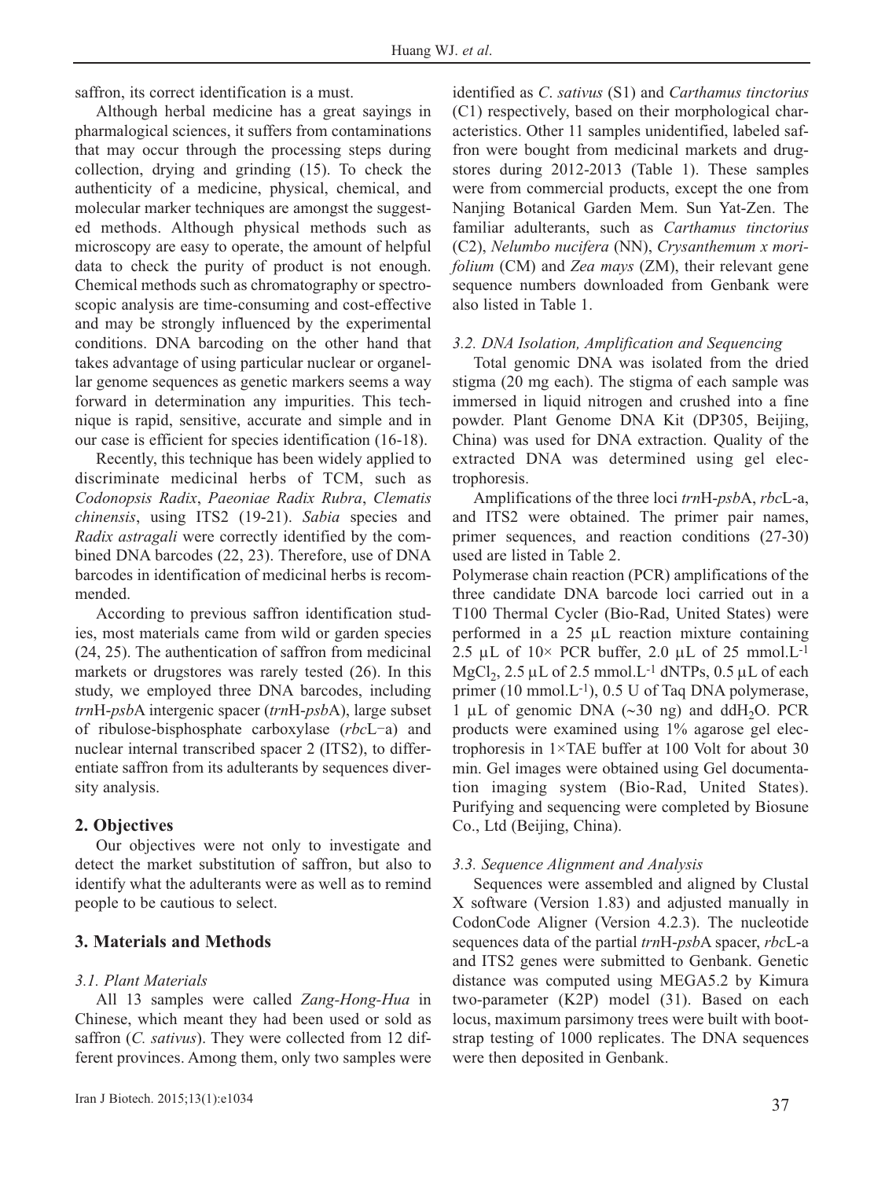saffron, its correct identification is a must.

Although herbal medicine has a great sayings in pharmalogical sciences, it suffers from contaminations that may occur through the processing steps during collection, drying and grinding (15). To check the authenticity of a medicine, physical, chemical, and molecular marker techniques are amongst the suggested methods. Although physical methods such as microscopy are easy to operate, the amount of helpful data to check the purity of product is not enough. Chemical methods such as chromatography or spectroscopic analysis are time-consuming and cost-effective and may be strongly influenced by the experimental conditions. DNA barcoding on the other hand that takes advantage of using particular nuclear or organellar genome sequences as genetic markers seems a way forward in determination any impurities. This technique is rapid, sensitive, accurate and simple and in our case is efficient for species identification (16-18).

Recently, this technique has been widely applied to discriminate medicinal herbs of TCM, such as *Codonopsis Radix*, *Paeoniae Radix Rubra*, *Clematis chinensis*, using ITS2 (19-21). *Sabia* species and *Radix astragali* were correctly identified by the combined DNA barcodes (22, 23). Therefore, use of DNA barcodes in identification of medicinal herbs is recommended.

According to previous saffron identification studies, most materials came from wild or garden species (24, 25). The authentication of saffron from medicinal markets or drugstores was rarely tested (26). In this study, we employed three DNA barcodes, including *trn*H-*psb*A intergenic spacer (*trn*H-*psb*A), large subset of ribulose-bisphosphate carboxylase (*rbc*L−a) and nuclear internal transcribed spacer 2 (ITS2), to differentiate saffron from its adulterants by sequences diversity analysis.

## 2. Objectives

Our objectives were not only to investigate and detect the market substitution of saffron, but also to identify what the adulterants were as well as to remind people to be cautious to select.

## 3. Materials and Methods

### 3.1. Plant Materials

All 13 samples were called *Zang-Hong-Hua* in Chinese, which meant they had been used or sold as saffron (*C. sativus*). They were collected from 12 different provinces. Among them, only two samples were identified as *C. sativus* (S1) and *Carthamus tinctorius* (C1) respectively, based on their morphological characteristics. Other 11 samples unidentified, labeled saffron were bought from medicinal markets and drugstores during 2012-2013 (Table 1). These samples were from commercial products, except the one from Nanjing Botanical Garden Mem. Sun Yat-Zen. The familiar adulterants, such as *Carthamus tinctorius* (C2), *Nelumbo nucifera* (NN), *Crysanthemum x morifolium* (CM) and *Zea mays* (ZM), their relevant gene sequence numbers downloaded from Genbank were also listed in Table 1.

### 3.2. DNA Isolation, Amplification and Sequencing

Total genomic DNA was isolated from the dried stigma (20 mg each). The stigma of each sample was immersed in liquid nitrogen and crushed into a fine powder. Plant Genome DNA Kit (DP305, Beijing, China) was used for DNA extraction. Quality of the extracted DNA was determined using gel electrophoresis.

Amplifications of the three loci *trn*H-*psb*A, *rbc*L-a, and ITS2 were obtained. The primer pair names, primer sequences, and reaction conditions (27-30) used are listed in Table 2.

Polymerase chain reaction (PCR) amplifications of the three candidate DNA barcode loci carried out in a T100 Thermal Cycler (Bio-Rad, United States) were performed in a 25 μL reaction mixture containing 2.5 μL of 10× PCR buffer, 2.0 μL of 25 $mmol.L^{-1}$ $MgCl_2$, 2.5 μL of 2.5 $mmol.L^{-1}$ dNTPs, 0.5 μL of each primer (10 $mmol.L^{-1}$), 0.5 U of Taq DNA polymerase, 1 μL of genomic DNA (~30 ng) and $ddH_2O$. PCR products were examined using 1% agarose gel electrophoresis in 1×TAE buffer at 100 Volt for about 30 min. Gel images were obtained using Gel documentation imaging system (Bio-Rad, United States). Purifying and sequencing were completed by Biosune Co., Ltd (Beijing, China).

### 3.3. Sequence Alignment and Analysis

Sequences were assembled and aligned by Clustal X software (Version 1.83) and adjusted manually in CodonCode Aligner (Version 4.2.3). The nucleotide sequences data of the partial *trn*H-*psb*A spacer, *rbc*L-a and ITS2 genes were submitted to Genbank. Genetic distance was computed using MEGA5.2 by Kimura two-parameter (K2P) model (31). Based on each locus, maximum parsimony trees were built with bootstrap testing of 1000 replicates. The DNA sequences were then deposited in Genbank.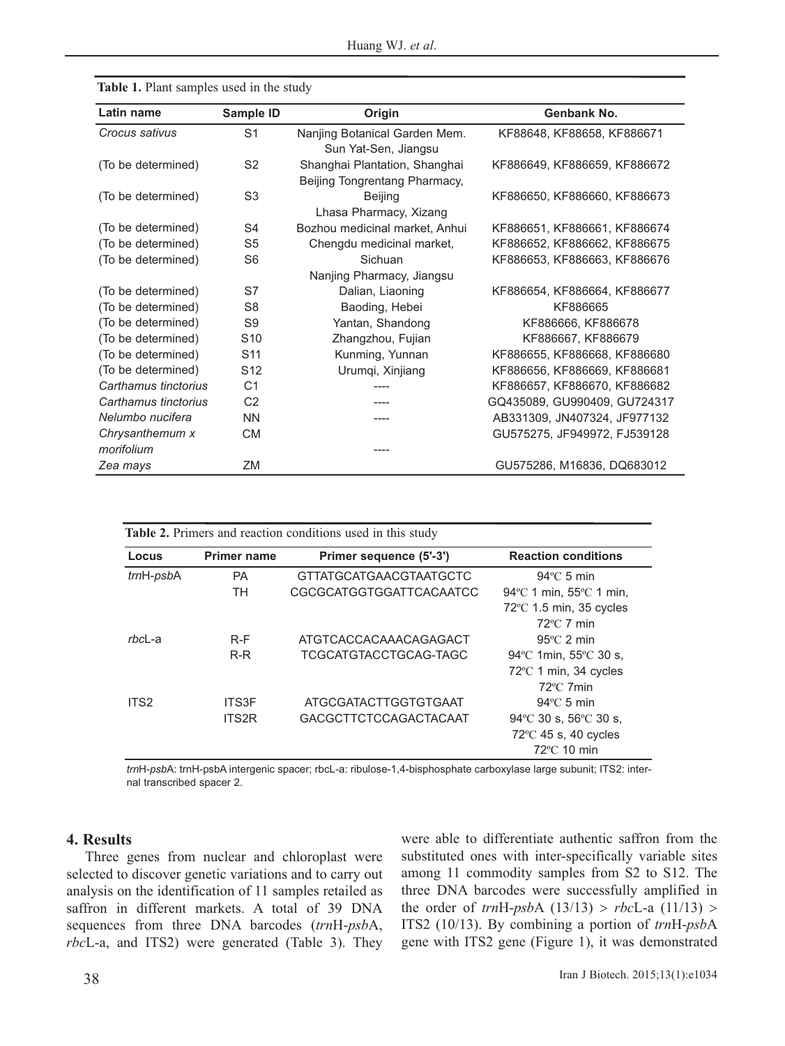**Table 1.** Plant samples used in the study

| Latin name | Sample ID | Origin | Genbank No. |
|---|---|---|---|
| *Crocus sativus* | S1 | Nanjing Botanical Garden Mem. Sun Yat-Sen, Jiangsu | KF88648, KF88658, KF886671 |
| (To be determined) | S2 | Shanghai Plantation, Shanghai | KF886649, KF886659, KF886672 |
| (To be determined) | S3 | Beijing Tongrentang Pharmacy, Beijing | KF886650, KF886660, KF886673 |
| (To be determined) | S4 | Lhasa Pharmacy, Xizang<br>Bozhou medicinal market, Anhui | KF886651, KF886661, KF886674 |
| (To be determined) | S5 | Chengdu medicinal market, | KF886652, KF886662, KF886675 |
| (To be determined) | S6 | Sichuan | KF886653, KF886663, KF886676 |
| (To be determined) | S7 | Nanjing Pharmacy, Jiangsu<br>Dalian, Liaoning | KF886654, KF886664, KF886677 |
| (To be determined) | S8 | Baoding, Hebei | KF886665 |
| (To be determined) | S9 | Yantan, Shandong | KF886666, KF886678 |
| (To be determined) | S10 | Zhangzhou, Fujian | KF886667, KF886679 |
| (To be determined) | S11 | Kunming, Yunnan | KF886655, KF886668, KF886680 |
| (To be determined) | S12 | Urumqi, Xinjiang | KF886656, KF886669, KF886681 |
| *Carthamus tinctorius* | C1 | ---- | KF886657, KF886670, KF886682 |
| *Carthamus tinctorius* | C2 | ---- | GQ435089, GU990409, GU724317 |
| *Nelumbo nucifera* | NN | ---- | AB331309, JN407324, JF977132 |
| *Chrysanthemum x morifolium* | CM | ---- | GU575275, JF949972, FJ539128 |
| *Zea mays* | ZM | | GU575286, M16836, DQ683012 |

**Table 2.** Primers and reaction conditions used in this study

| Locus | Primer name | Primer sequence (5'-3') | Reaction conditions |
|---|---|---|---|
| *trn*H-*psb*A | PA | GTTATGCATGAACGTAATGCTC | 94ºC 5 min |
| | TH | CGCGCATGGTGGATTCACAATCC | 94ºC 1 min, 55ºC 1 min, 72ºC 1.5 min, 35 cycles<br>72ºC 7 min |
| *rbc*L-a | R-F | ATGTCACCACAAACAGAGACT | 95ºC 2 min |
| | R-R | TCGCATGTACCTGCAG-TAGC | 94ºC 1min, 55ºC 30 s, 72ºC 1 min, 34 cycles<br>72ºC 7min |
| ITS2 | ITS3F | ATGCGATACTTGGTGTGAAT | 94ºC 5 min |
| | ITS2R | GACGCTTCTCCAGACTACAAT | 94ºC 30 s, 56ºC 30 s, 72ºC 45 s, 40 cycles<br>72ºC 10 min |

*trn*H-*psb*A: trnH-psbA intergenic spacer; rbcL-a: ribulose-1,4-bisphosphate carboxylase large subunit; ITS2: internal transcribed spacer 2.

## 4. Results

Three genes from nuclear and chloroplast were selected to discover genetic variations and to carry out analysis on the identification of 11 samples retailed as saffron in different markets. A total of 39 DNA sequences from three DNA barcodes (*trn*H-*psb*A, *rbc*L-a, and ITS2) were generated (Table 3). They were able to differentiate authentic saffron from the substituted ones with inter-specifically variable sites among 11 commodity samples from S2 to S12. The three DNA barcodes were successfully amplified in the order of *trn*H-*psb*A (13/13) > *rbc*L-a (11/13) > ITS2 (10/13). By combining a portion of *trn*H-*psb*A gene with ITS2 gene (Figure 1), it was demonstrated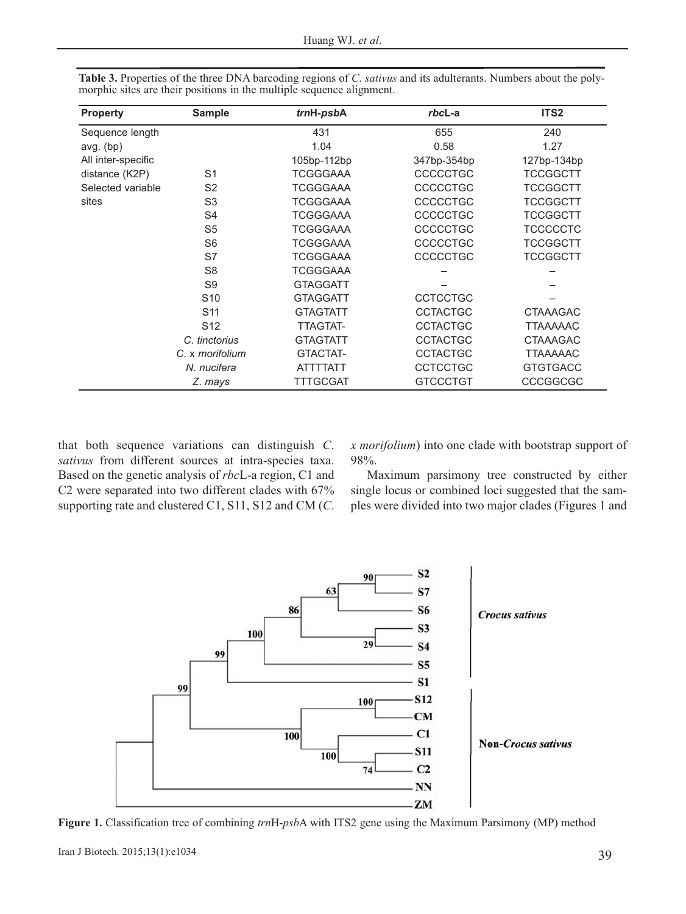**Table 3.** Properties of the three DNA barcoding regions of *C. sativus* and its adulterants. Numbers about the polymorphic sites are their positions in the multiple sequence alignment.

| Property | Sample | *trn*H-*psb*A | *rbc*L-a | ITS2 |
|---|---|---|---|---|
| Sequence length | | 431 | 655 | 240 |
| avg. (bp) | | 1.04 | 0.58 | 1.27 |
| All inter-specific | | 105bp-112bp | 347bp-354bp | 127bp-134bp |
| distance (K2P) | S1 | TCGGGAAA | CCCCCTGC | TCCGGCTT |
| Selected variable | S2 | TCGGGAAA | CCCCCTGC | TCCGGCTT |
| sites | S3 | TCGGGAAA | CCCCCTGC | TCCGGCTT |
| | S4 | TCGGGAAA | CCCCCTGC | TCCGGCTT |
| | S5 | TCGGGAAA | CCCCCTGC | TCCCCCTC |
| | S6 | TCGGGAAA | CCCCCTGC | TCCGGCTT |
| | S7 | TCGGGAAA | CCCCCTGC | TCCGGCTT |
| | S8 | TCGGGAAA | – | – |
| | S9 | GTAGGATT | – | – |
| | S10 | GTAGGATT | CCTCCTGC | – |
| | S11 | GTAGTATT | CCTACTGC | CTAAAGAC |
| | S12 | TTAGTAT- | CCTACTGC | TTAAAAAC |
| | *C. tinctorius* | GTAGTATT | CCTACTGC | CTAAAGAC |
| | *C.* x *morifolium* | GTACTAT- | CCTACTGC | TTAAAAAC |
| | *N. nucifera* | ATTTTATT | CCTCCTGC | GTGTGACC |
| | *Z. mays* | TTTGCGAT | GTCCCTGT | CCCGGCGC |

that both sequence variations can distinguish *C. sativus* from different sources at intra-species taxa. Based on the genetic analysis of *rbc*L-a region, C1 and C2 were separated into two different clades with 67% supporting rate and clustered C1, S11, S12 and CM (*C. x morifolium*) into one clade with bootstrap support of 98%.

Maximum parsimony tree constructed by either single locus or combined loci suggested that the samples were divided into two major clades (Figures 1 and

**Figure 1.** Classification tree of combining *trn*H-*psb*A with ITS2 gene using the Maximum Parsimony (MP) method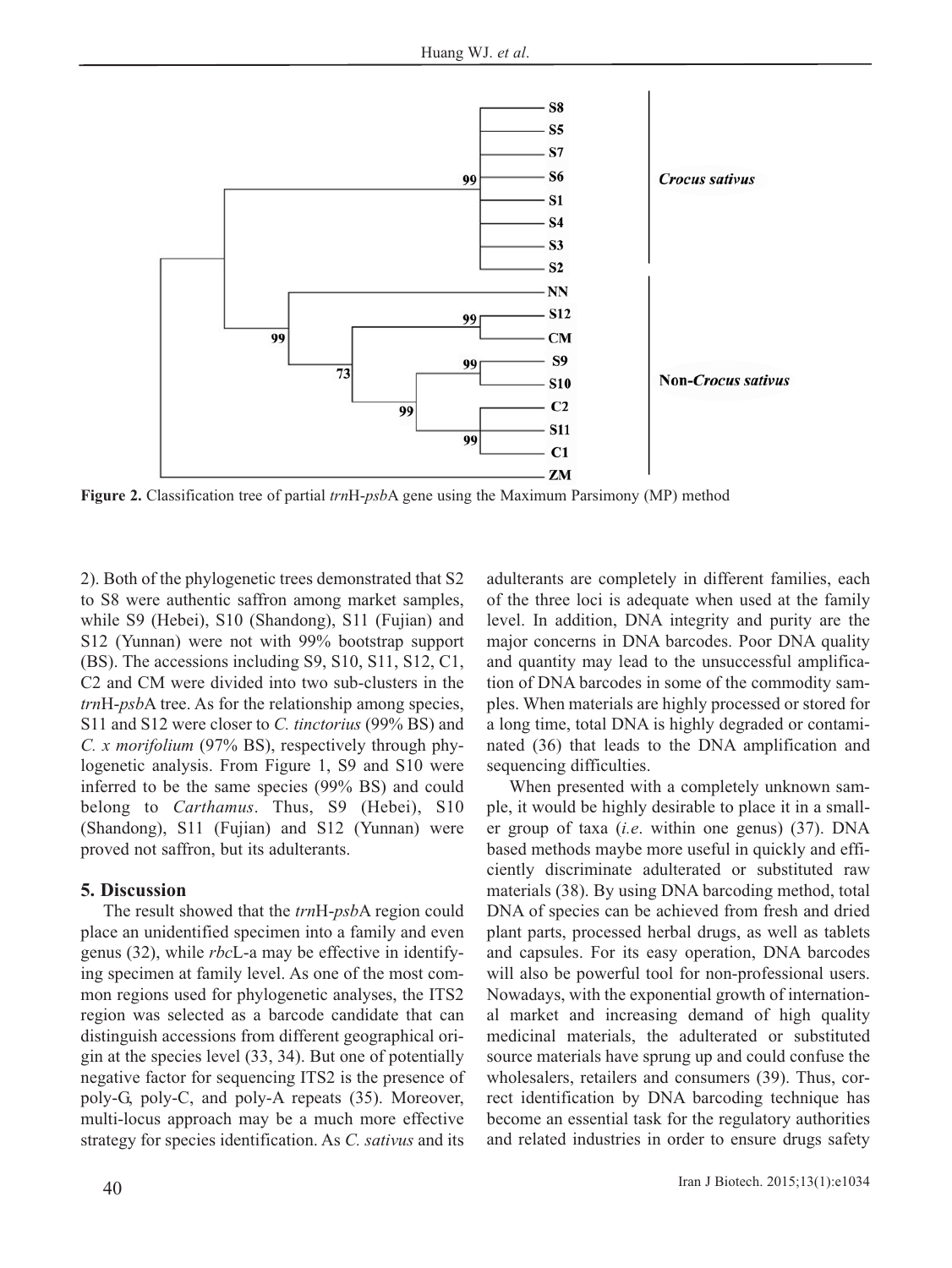Figure 2. Classification tree of partial *trn*H-*psb*A gene using the Maximum Parsimony (MP) method

2). Both of the phylogenetic trees demonstrated that S2 to S8 were authentic saffron among market samples, while S9 (Hebei), S10 (Shandong), S11 (Fujian) and S12 (Yunnan) were not with 99% bootstrap support (BS). The accessions including S9, S10, S11, S12, C1, C2 and CM were divided into two sub-clusters in the *trn*H-*psb*A tree. As for the relationship among species, S11 and S12 were closer to *C. tinctorius* (99% BS) and *C. x morifolium* (97% BS), respectively through phylogenetic analysis. From Figure 1, S9 and S10 were inferred to be the same species (99% BS) and could belong to *Carthamus*. Thus, S9 (Hebei), S10 (Shandong), S11 (Fujian) and S12 (Yunnan) were proved not saffron, but its adulterants.

## 5. Discussion

The result showed that the *trn*H-*psb*A region could place an unidentified specimen into a family and even genus (32), while *rbc*L-a may be effective in identifying specimen at family level. As one of the most common regions used for phylogenetic analyses, the ITS2 region was selected as a barcode candidate that can distinguish accessions from different geographical origin at the species level (33, 34). But one of potentially negative factor for sequencing ITS2 is the presence of poly-G, poly-C, and poly-A repeats (35). Moreover, multi-locus approach may be a much more effective strategy for species identification. As *C. sativus* and its adulterants are completely in different families, each of the three loci is adequate when used at the family level. In addition, DNA integrity and purity are the major concerns in DNA barcodes. Poor DNA quality and quantity may lead to the unsuccessful amplification of DNA barcodes in some of the commodity samples. When materials are highly processed or stored for a long time, total DNA is highly degraded or contaminated (36) that leads to the DNA amplification and sequencing difficulties.

When presented with a completely unknown sample, it would be highly desirable to place it in a smaller group of taxa (*i.e*. within one genus) (37). DNA based methods maybe more useful in quickly and efficiently discriminate adulterated or substituted raw materials (38). By using DNA barcoding method, total DNA of species can be achieved from fresh and dried plant parts, processed herbal drugs, as well as tablets and capsules. For its easy operation, DNA barcodes will also be powerful tool for non-professional users. Nowadays, with the exponential growth of international market and increasing demand of high quality medicinal materials, the adulterated or substituted source materials have sprung up and could confuse the wholesalers, retailers and consumers (39). Thus, correct identification by DNA barcoding technique has become an essential task for the regulatory authorities and related industries in order to ensure drugs safety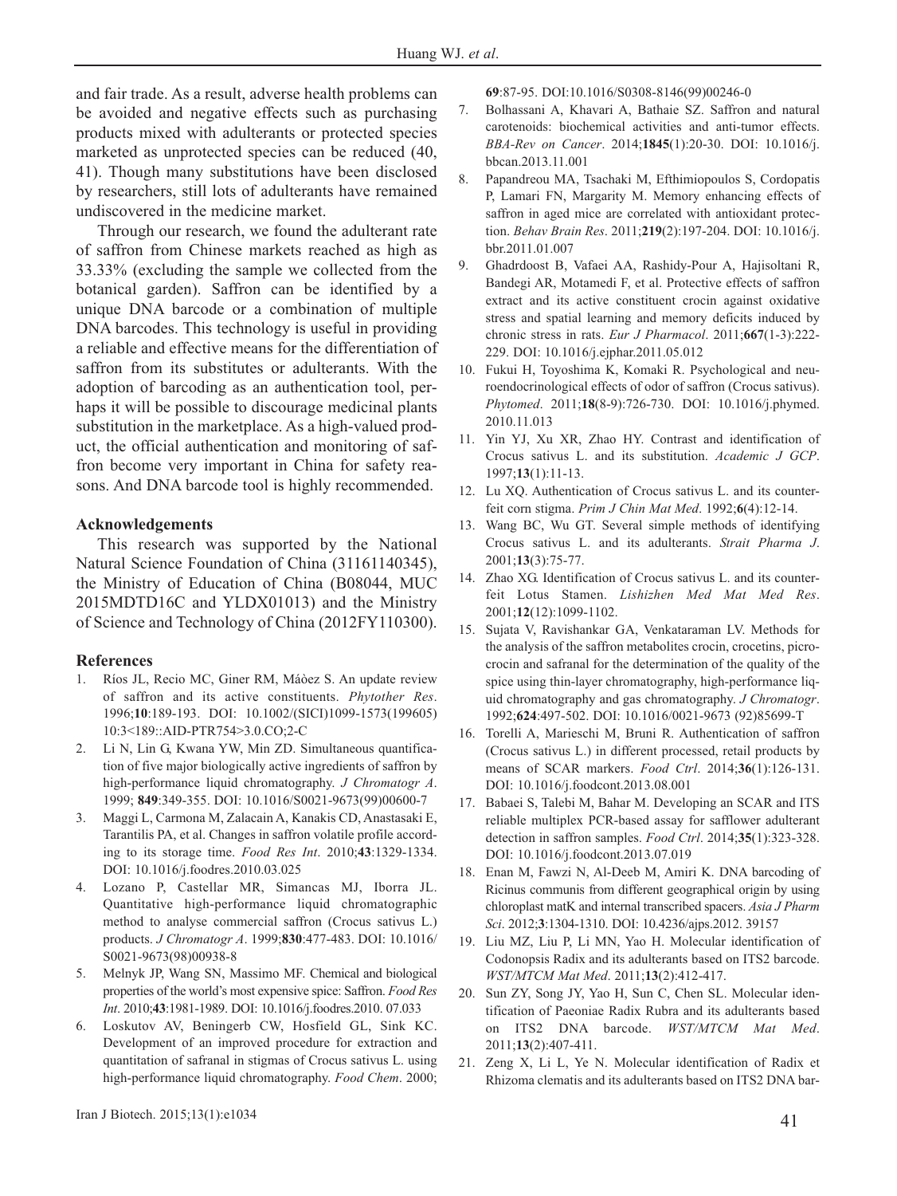and fair trade. As a result, adverse health problems can be avoided and negative effects such as purchasing products mixed with adulterants or protected species marketed as unprotected species can be reduced (40, 41). Though many substitutions have been disclosed by researchers, still lots of adulterants have remained undiscovered in the medicine market.

Through our research, we found the adulterant rate of saffron from Chinese markets reached as high as 33.33% (excluding the sample we collected from the botanical garden). Saffron can be identified by a unique DNA barcode or a combination of multiple DNA barcodes. This technology is useful in providing a reliable and effective means for the differentiation of saffron from its substitutes or adulterants. With the adoption of barcoding as an authentication tool, perhaps it will be possible to discourage medicinal plants substitution in the marketplace. As a high-valued product, the official authentication and monitoring of saffron become very important in China for safety reasons. And DNA barcode tool is highly recommended.

### Acknowledgements

This research was supported by the National Natural Science Foundation of China (31161140345), the Ministry of Education of China (B08044, MUC 2015MDTD16C and YLDX01013) and the Ministry of Science and Technology of China (2012FY110300).

### References

1. Ríos JL, Recio MC, Giner RM, Máòez S. An update review of saffron and its active constituents. *Phytother Res*. 1996;**10**:189-193. DOI: 10.1002/(SICI)1099-1573(199605)10:3<189::AID-PTR754>3.0.CO;2-C
2. Li N, Lin G, Kwana YW, Min ZD. Simultaneous quantification of five major biologically active ingredients of saffron by high-performance liquid chromatography. *J Chromatogr A*. 1999; **849**:349-355. DOI: 10.1016/S0021-9673(99)00600-7
3. Maggi L, Carmona M, Zalacain A, Kanakis CD, Anastasaki E, Tarantilis PA, et al. Changes in saffron volatile profile according to its storage time. *Food Res Int*. 2010;**43**:1329-1334. DOI: 10.1016/j.foodres.2010.03.025
4. Lozano P, Castellar MR, Simancas MJ, Iborra JL. Quantitative high-performance liquid chromatographic method to analyse commercial saffron (Crocus sativus L.) products. *J Chromatogr A*. 1999;**830**:477-483. DOI: 10.1016/S0021-9673(98)00938-8
5. Melnyk JP, Wang SN, Massimo MF. Chemical and biological properties of the world's most expensive spice: Saffron. *Food Res Int*. 2010;**43**:1981-1989. DOI: 10.1016/j.foodres.2010. 07.033
6. Loskutov AV, Beningerb CW, Hosfield GL, Sink KC. Development of an improved procedure for extraction and quantitation of safranal in stigmas of Crocus sativus L. using high-performance liquid chromatography. *Food Chem*. 2000; **69**:87-95. DOI:10.1016/S0308-8146(99)00246-0
7. Bolhassani A, Khavari A, Bathaie SZ. Saffron and natural carotenoids: biochemical activities and anti-tumor effects. *BBA-Rev on Cancer*. 2014;**1845**(1):20-30. DOI: 10.1016/j.bbcan.2013.11.001
8. Papandreou MA, Tsachaki M, Efthimiopoulos S, Cordopatis P, Lamari FN, Margarity M. Memory enhancing effects of saffron in aged mice are correlated with antioxidant protection. *Behav Brain Res*. 2011;**219**(2):197-204. DOI: 10.1016/j.bbr.2011.01.007
9. Ghadrdoost B, Vafaei AA, Rashidy-Pour A, Hajisoltani R, Bandegi AR, Motamedi F, et al. Protective effects of saffron extract and its active constituent crocin against oxidative stress and spatial learning and memory deficits induced by chronic stress in rats. *Eur J Pharmacol*. 2011;**667**(1-3):222-229. DOI: 10.1016/j.ejphar.2011.05.012
10. Fukui H, Toyoshima K, Komaki R. Psychological and neuroendocrinological effects of odor of saffron (Crocus sativus). *Phytomed*. 2011;**18**(8-9):726-730. DOI: 10.1016/j.phymed.2010.11.013
11. Yin YJ, Xu XR, Zhao HY. Contrast and identification of Crocus sativus L. and its substitution. *Academic J GCP*. 1997;**13**(1):11-13.
12. Lu XQ. Authentication of Crocus sativus L. and its counterfeit corn stigma. *Prim J Chin Mat Med*. 1992;**6**(4):12-14.
13. Wang BC, Wu GT. Several simple methods of identifying Crocus sativus L. and its adulterants. *Strait Pharma J*. 2001;**13**(3):75-77.
14. Zhao XG. Identification of Crocus sativus L. and its counterfeit Lotus Stamen. *Lishizhen Med Mat Med Res*. 2001;**12**(12):1099-1102.
15. Sujata V, Ravishankar GA, Venkataraman LV. Methods for the analysis of the saffron metabolites crocin, crocetins, picrocrocin and safranal for the determination of the quality of the spice using thin-layer chromatography, high-performance liquid chromatography and gas chromatography. *J Chromatogr*. 1992;**624**:497-502. DOI: 10.1016/0021-9673 (92)85699-T
16. Torelli A, Marieschi M, Bruni R. Authentication of saffron (Crocus sativus L.) in different processed, retail products by means of SCAR markers. *Food Ctrl*. 2014;**36**(1):126-131. DOI: 10.1016/j.foodcont.2013.08.001
17. Babaei S, Talebi M, Bahar M. Developing an SCAR and ITS reliable multiplex PCR-based assay for safflower adulterant detection in saffron samples. *Food Ctrl*. 2014;**35**(1):323-328. DOI: 10.1016/j.foodcont.2013.07.019
18. Enan M, Fawzi N, Al-Deeb M, Amiri K. DNA barcoding of Ricinus communis from different geographical origin by using chloroplast matK and internal transcribed spacers. *Asia J Pharm Sci*. 2012;**3**:1304-1310. DOI: 10.4236/ajps.2012. 39157
19. Liu MZ, Liu P, Li MN, Yao H. Molecular identification of Codonopsis Radix and its adulterants based on ITS2 barcode. *WST/MTCM Mat Med*. 2011;**13**(2):412-417.
20. Sun ZY, Song JY, Yao H, Sun C, Chen SL. Molecular identification of Paeoniae Radix Rubra and its adulterants based on ITS2 DNA barcode. *WST/MTCM Mat Med*. 2011;**13**(2):407-411.
21. Zeng X, Li L, Ye N. Molecular identification of Radix et Rhizoma clematis and its adulterants based on ITS2 DNA bar-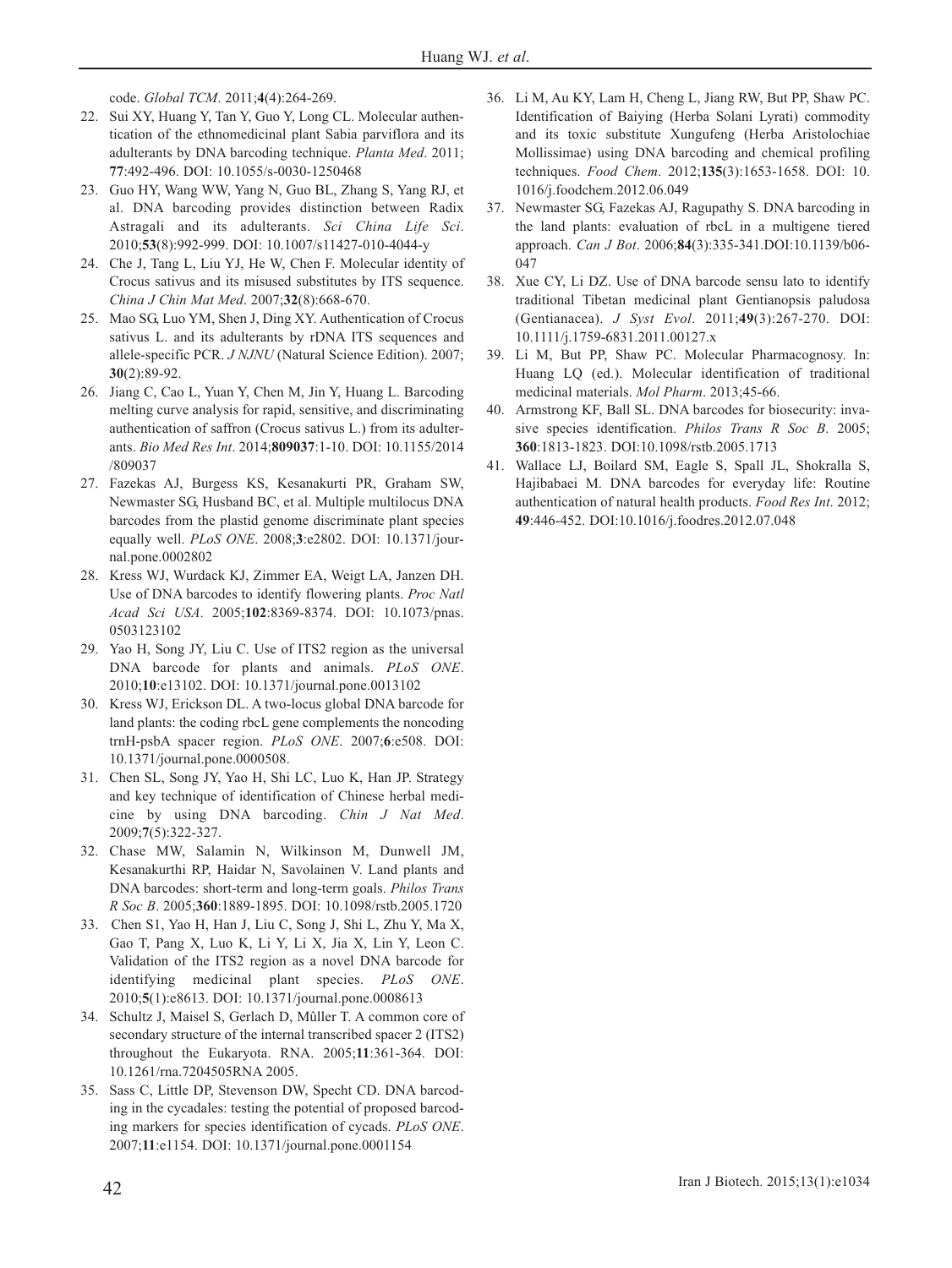code. *Global TCM*. 2011;**4**(4):264-269.

22. Sui XY, Huang Y, Tan Y, Guo Y, Long CL. Molecular authentication of the ethnomedicinal plant Sabia parviflora and its adulterants by DNA barcoding technique. *Planta Med*. 2011; **77**:492-496. DOI: 10.1055/s-0030-1250468
23. Guo HY, Wang WW, Yang N, Guo BL, Zhang S, Yang RJ, et al. DNA barcoding provides distinction between Radix Astragali and its adulterants. *Sci China Life Sci*. 2010;**53**(8):992-999. DOI: 10.1007/s11427-010-4044-y
24. Che J, Tang L, Liu YJ, He W, Chen F. Molecular identity of Crocus sativus and its misused substitutes by ITS sequence. *China J Chin Mat Med*. 2007;**32**(8):668-670.
25. Mao SG, Luo YM, Shen J, Ding XY. Authentication of Crocus sativus L. and its adulterants by rDNA ITS sequences and allele-specific PCR. *J NJNU* (Natural Science Edition). 2007; **30**(2):89-92.
26. Jiang C, Cao L, Yuan Y, Chen M, Jin Y, Huang L. Barcoding melting curve analysis for rapid, sensitive, and discriminating authentication of saffron (Crocus sativus L.) from its adulterants. *Bio Med Res Int*. 2014;**809037**:1-10. DOI: 10.1155/2014/809037
27. Fazekas AJ, Burgess KS, Kesanakurti PR, Graham SW, Newmaster SG, Husband BC, et al. Multiple multilocus DNA barcodes from the plastid genome discriminate plant species equally well. *PLoS ONE*. 2008;**3**:e2802. DOI: 10.1371/journal.pone.0002802
28. Kress WJ, Wurdack KJ, Zimmer EA, Weigt LA, Janzen DH. Use of DNA barcodes to identify flowering plants. *Proc Natl Acad Sci USA*. 2005;**102**:8369-8374. DOI: 10.1073/pnas.0503123102
29. Yao H, Song JY, Liu C. Use of ITS2 region as the universal DNA barcode for plants and animals. *PLoS ONE*. 2010;**10**:e13102. DOI: 10.1371/journal.pone.0013102
30. Kress WJ, Erickson DL. A two-locus global DNA barcode for land plants: the coding rbcL gene complements the noncoding trnH-psbA spacer region. *PLoS ONE*. 2007;**6**:e508. DOI: 10.1371/journal.pone.0000508.
31. Chen SL, Song JY, Yao H, Shi LC, Luo K, Han JP. Strategy and key technique of identification of Chinese herbal medicine by using DNA barcoding. *Chin J Nat Med*. 2009;**7**(5):322-327.
32. Chase MW, Salamin N, Wilkinson M, Dunwell JM, Kesanakurthi RP, Haidar N, Savolainen V. Land plants and DNA barcodes: short-term and long-term goals. *Philos Trans R Soc B*. 2005;**360**:1889-1895. DOI: 10.1098/rstb.2005.1720
33. Chen S1, Yao H, Han J, Liu C, Song J, Shi L, Zhu Y, Ma X, Gao T, Pang X, Luo K, Li Y, Li X, Jia X, Lin Y, Leon C. Validation of the ITS2 region as a novel DNA barcode for identifying medicinal plant species. *PLoS ONE*. 2010;**5**(1):e8613. DOI: 10.1371/journal.pone.0008613
34. Schultz J, Maisel S, Gerlach D, Mûller T. A common core of secondary structure of the internal transcribed spacer 2 (ITS2) throughout the Eukaryota. RNA. 2005;**11**:361-364. DOI: 10.1261/rna.7204505RNA 2005.
35. Sass C, Little DP, Stevenson DW, Specht CD. DNA barcoding in the cycadales: testing the potential of proposed barcoding markers for species identification of cycads. *PLoS ONE*. 2007;**11**:e1154. DOI: 10.1371/journal.pone.0001154
36. Li M, Au KY, Lam H, Cheng L, Jiang RW, But PP, Shaw PC. Identification of Baiying (Herba Solani Lyrati) commodity and its toxic substitute Xungufeng (Herba Aristolochiae Mollissimae) using DNA barcoding and chemical profiling techniques. *Food Chem*. 2012;**135**(3):1653-1658. DOI: 10.1016/j.foodchem.2012.06.049
37. Newmaster SG, Fazekas AJ, Ragupathy S. DNA barcoding in the land plants: evaluation of rbcL in a multigene tiered approach. *Can J Bot*. 2006;**84**(3):335-341.DOI:10.1139/b06-047
38. Xue CY, Li DZ. Use of DNA barcode sensu lato to identify traditional Tibetan medicinal plant Gentianopsis paludosa (Gentianacea). *J Syst Evol*. 2011;**49**(3):267-270. DOI: 10.1111/j.1759-6831.2011.00127.x
39. Li M, But PP, Shaw PC. Molecular Pharmacognosy. In: Huang LQ (ed.). Molecular identification of traditional medicinal materials. *Mol Pharm*. 2013;45-66.
40. Armstrong KF, Ball SL. DNA barcodes for biosecurity: invasive species identification. *Philos Trans R Soc B*. 2005; **360**:1813-1823. DOI:10.1098/rstb.2005.1713
41. Wallace LJ, Boilard SM, Eagle S, Spall JL, Shokralla S, Hajibabaei M. DNA barcodes for everyday life: Routine authentication of natural health products. *Food Res Int*. 2012; **49**:446-452. DOI:10.1016/j.foodres.2012.07.048